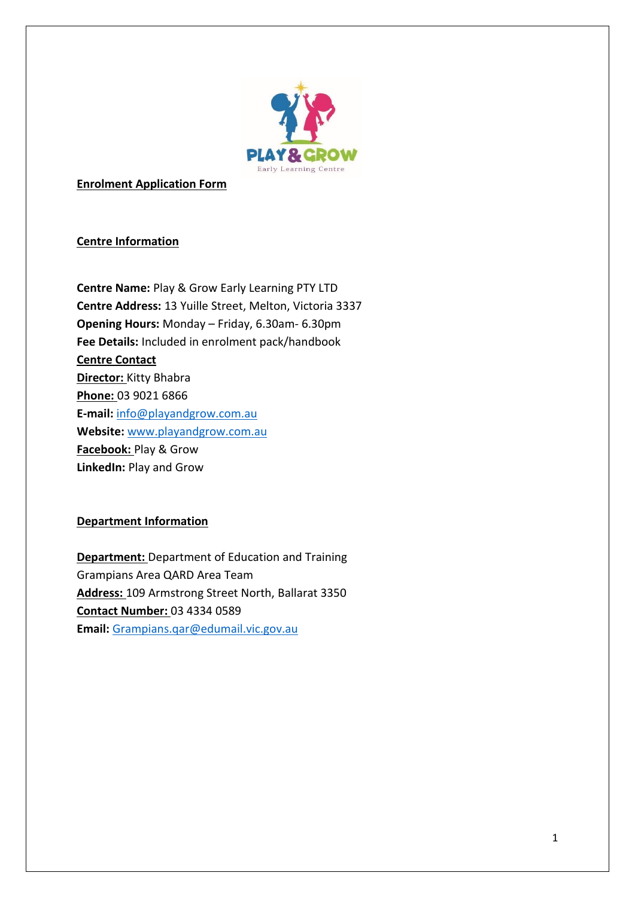# Enrolment Application Form

## Centre Information

**Centre Name:** Play & Grow Early Learning PTY LTD
**Centre Address:** 13 Yuille Street, Melton, Victoria 3337
**Opening Hours:** Monday – Friday, 6.30am- 6.30pm
**Fee Details:** Included in enrolment pack/handbook

**Centre Contact**

**Director:** Kitty Bhabra
**Phone:** 03 9021 6866
**E-mail:** info@playandgrow.com.au
**Website:** www.playandgrow.com.au
**Facebook:** Play & Grow
**LinkedIn:** Play and Grow

## Department Information

**Department:** Department of Education and Training
Grampians Area QARD Area Team
**Address:** 109 Armstrong Street North, Ballarat 3350
**Contact Number:** 03 4334 0589
**Email:** Grampians.qar@edumail.vic.gov.au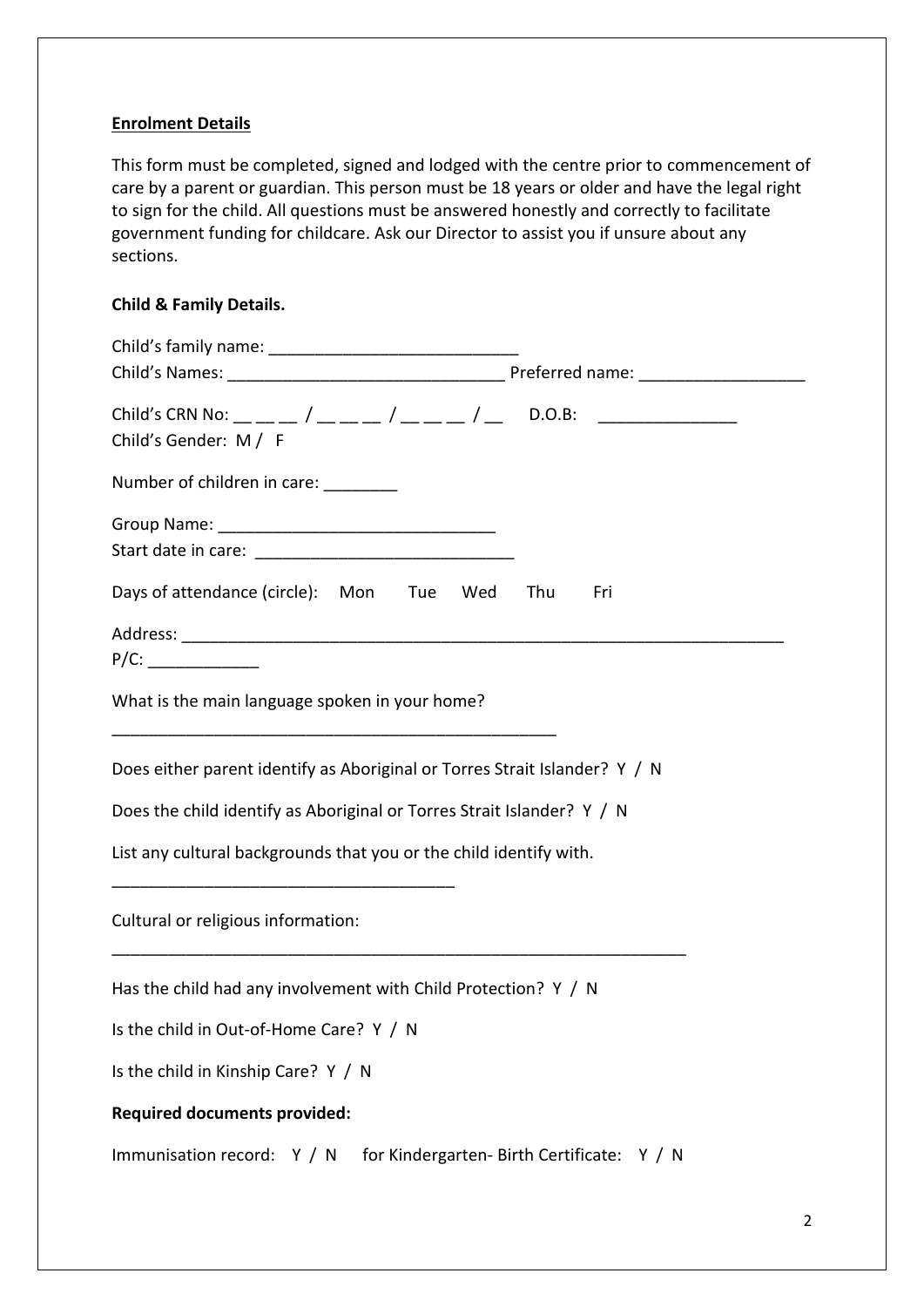**Enrolment Details**

This form must be completed, signed and lodged with the centre prior to commencement of care by a parent or guardian. This person must be 18 years or older and have the legal right to sign for the child. All questions must be answered honestly and correctly to facilitate government funding for childcare. Ask our Director to assist you if unsure about any sections.

**Child & Family Details.**

Child's family name: ___________________________

Child's Names: ______________________________ Preferred name: _________________

Child's CRN No: __ __ __ / __ __ __ / __ __ __ / __ D.O.B: _______________

Child's Gender: M / F

Number of children in care: ________

Group Name: ______________________________

Start date in care: ____________________________

Days of attendance (circle): Mon Tue Wed Thu Fri

Address: ___________________________________________________________________

P/C: ____________

What is the main language spoken in your home?

_________________________________________________

Does either parent identify as Aboriginal or Torres Strait Islander? Y / N

Does the child identify as Aboriginal or Torres Strait Islander? Y / N

List any cultural backgrounds that you or the child identify with.

_____________________________________

Cultural or religious information:

_______________________________________________________________

Has the child had any involvement with Child Protection? Y / N

Is the child in Out-of-Home Care? Y / N

Is the child in Kinship Care? Y / N

**Required documents provided:**

Immunisation record: Y / N for Kindergarten- Birth Certificate: Y / N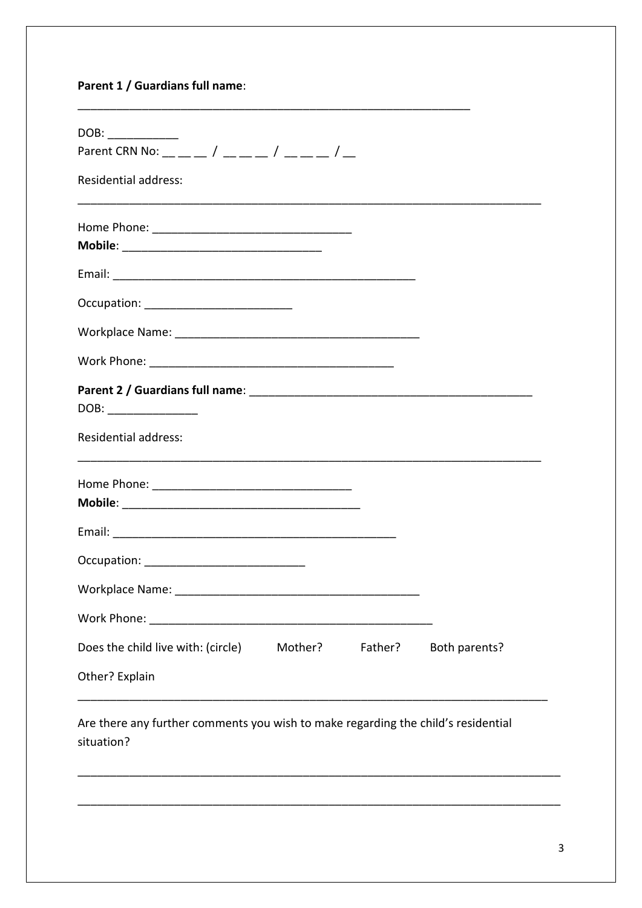**Parent 1 / Guardians full name**:

________________________________________________________________

DOB: ___________

Parent CRN No: __ __ __ / __ __ __ / __ __ __ / __

Residential address:

____________________________________________________________________________

Home Phone: _______________________________

**Mobile**: _______________________________

Email: _______________________________________________

Occupation: _______________________

Workplace Name: ______________________________________

Work Phone: ______________________________________

**Parent 2 / Guardians full name**: ____________________________________________

DOB: ______________

Residential address:

____________________________________________________________________________

Home Phone: _______________________________

**Mobile**: ______________________________________

Email: ______________________________________________

Occupation: _________________________

Workplace Name: ______________________________________

Work Phone: _____________________________________________

Does the child live with: (circle)  Mother?  Father?  Both parents?

Other? Explain

____________________________________________________________________________

Are there any further comments you wish to make regarding the child's residential situation?

____________________________________________________________________________

____________________________________________________________________________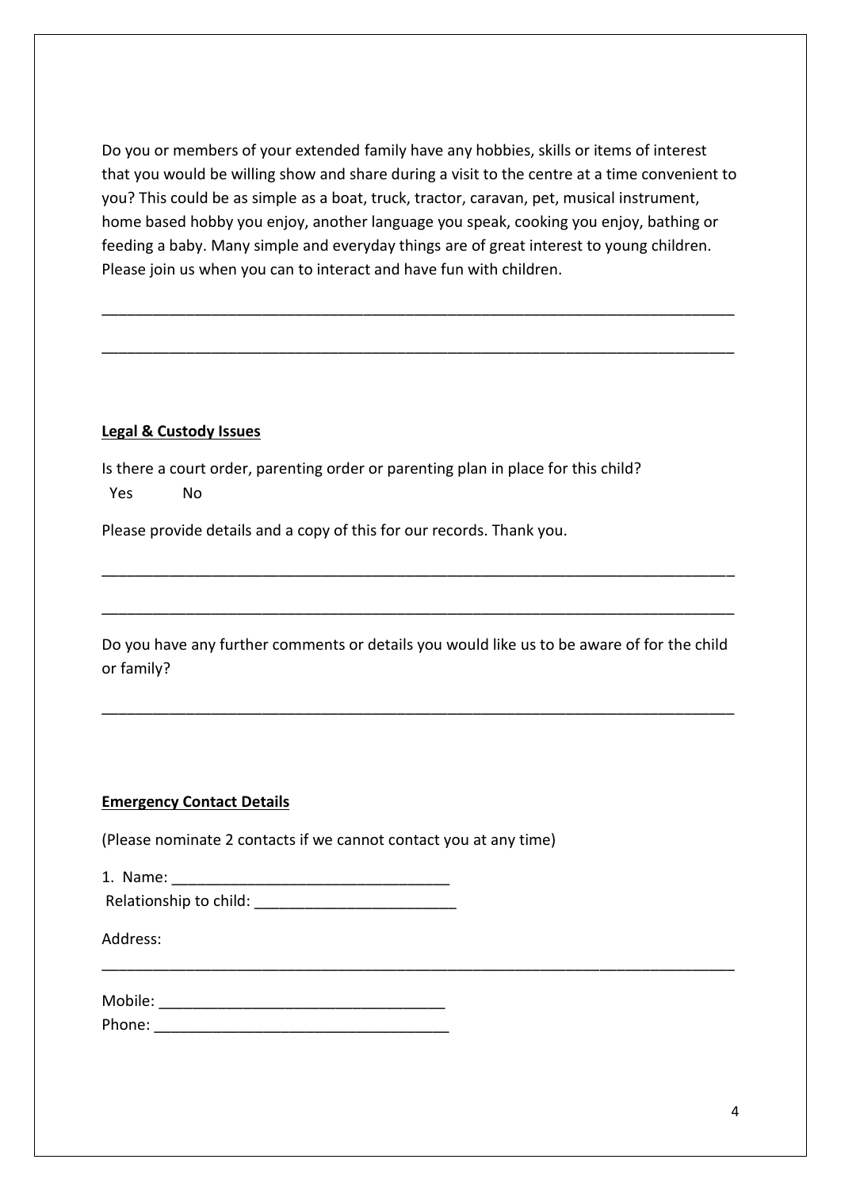Do you or members of your extended family have any hobbies, skills or items of interest that you would be willing show and share during a visit to the centre at a time convenient to you? This could be as simple as a boat, truck, tractor, caravan, pet, musical instrument, home based hobby you enjoy, another language you speak, cooking you enjoy, bathing or feeding a baby. Many simple and everyday things are of great interest to young children. Please join us when you can to interact and have fun with children.

______________________________________________________________________________

______________________________________________________________________________

**Legal & Custody Issues**

Is there a court order, parenting order or parenting plan in place for this child?

Yes        No

Please provide details and a copy of this for our records. Thank you.

______________________________________________________________________________

______________________________________________________________________________

Do you have any further comments or details you would like us to be aware of for the child or family?

______________________________________________________________________________

**Emergency Contact Details**

(Please nominate 2 contacts if we cannot contact you at any time)

1. Name: _________________________________

Relationship to child: ________________________

Address:

______________________________________________________________________________

Mobile: _________________________________

Phone: __________________________________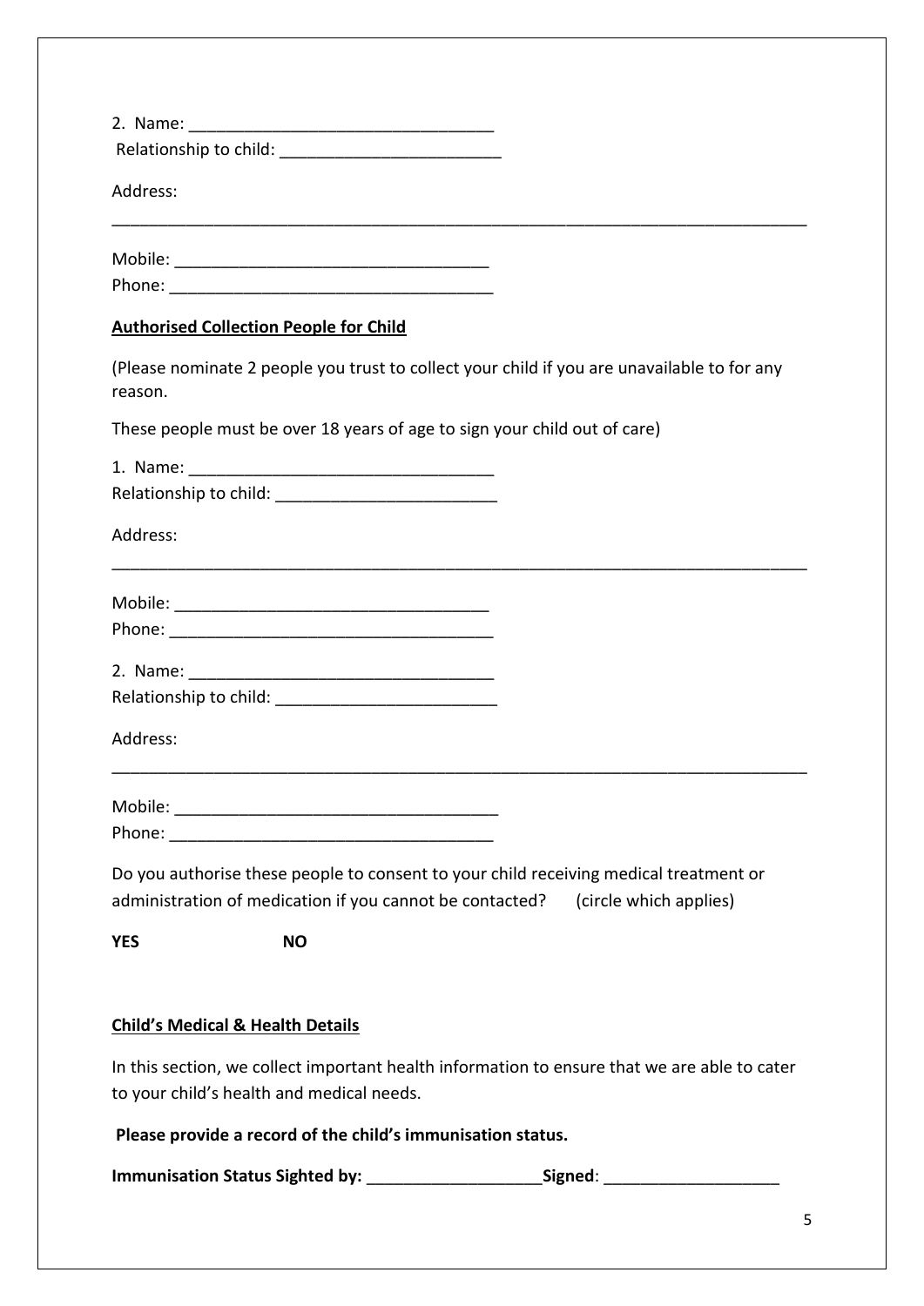2. Name: ________________________________

Relationship to child: ______________________

Address:

___________________________________________________________________________

Mobile: ________________________________

Phone: _________________________________

**Authorised Collection People for Child**

(Please nominate 2 people you trust to collect your child if you are unavailable to for any reason.

These people must be over 18 years of age to sign your child out of care)

1. Name: ________________________________

Relationship to child: ______________________

Address:

___________________________________________________________________________

Mobile: ________________________________

Phone: _________________________________

2. Name: ________________________________

Relationship to child: ______________________

Address:

___________________________________________________________________________

Mobile: ________________________________

Phone: _________________________________

Do you authorise these people to consent to your child receiving medical treatment or administration of medication if you cannot be contacted? (circle which applies)

**YES** **NO**

**Child's Medical & Health Details**

In this section, we collect important health information to ensure that we are able to cater to your child's health and medical needs.

**Please provide a record of the child's immunisation status.**

**Immunisation Status Sighted by:** __________________ **Signed**: __________________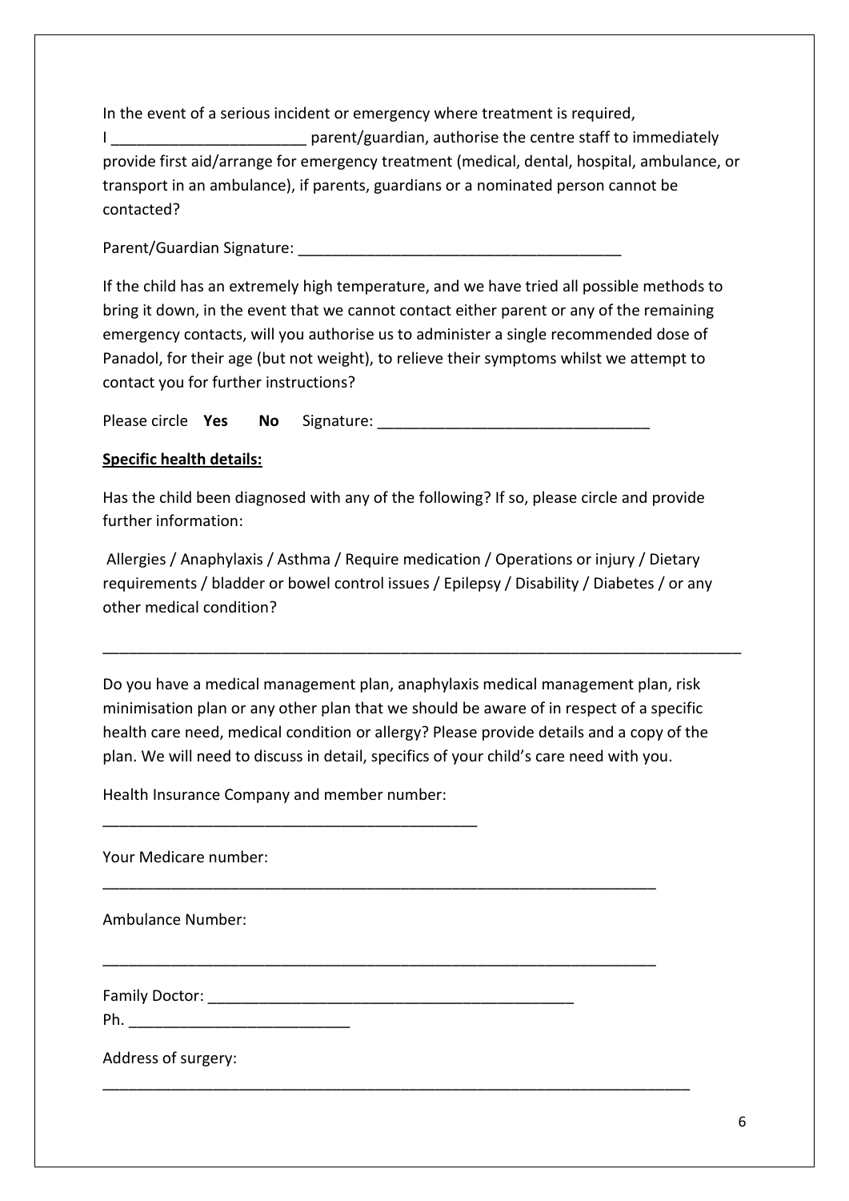In the event of a serious incident or emergency where treatment is required, I _______________________ parent/guardian, authorise the centre staff to immediately provide first aid/arrange for emergency treatment (medical, dental, hospital, ambulance, or transport in an ambulance), if parents, guardians or a nominated person cannot be contacted?

Parent/Guardian Signature: ______________________________________

If the child has an extremely high temperature, and we have tried all possible methods to bring it down, in the event that we cannot contact either parent or any of the remaining emergency contacts, will you authorise us to administer a single recommended dose of Panadol, for their age (but not weight), to relieve their symptoms whilst we attempt to contact you for further instructions?

Please circle **Yes** **No** Signature: _______________________________

**Specific health details:**

Has the child been diagnosed with any of the following? If so, please circle and provide further information:

Allergies / Anaphylaxis / Asthma / Require medication / Operations or injury / Dietary requirements / bladder or bowel control issues / Epilepsy / Disability / Diabetes / or any other medical condition?

_______________________________________________________________________________

Do you have a medical management plan, anaphylaxis medical management plan, risk minimisation plan or any other plan that we should be aware of in respect of a specific health care need, medical condition or allergy? Please provide details and a copy of the plan. We will need to discuss in detail, specifics of your child's care need with you.

Health Insurance Company and member number:

_____________________________________________

Your Medicare number:

____________________________________________________________________

Ambulance Number:

____________________________________________________________________

Family Doctor: ____________________________________________

Ph. __________________________

Address of surgery:

________________________________________________________________________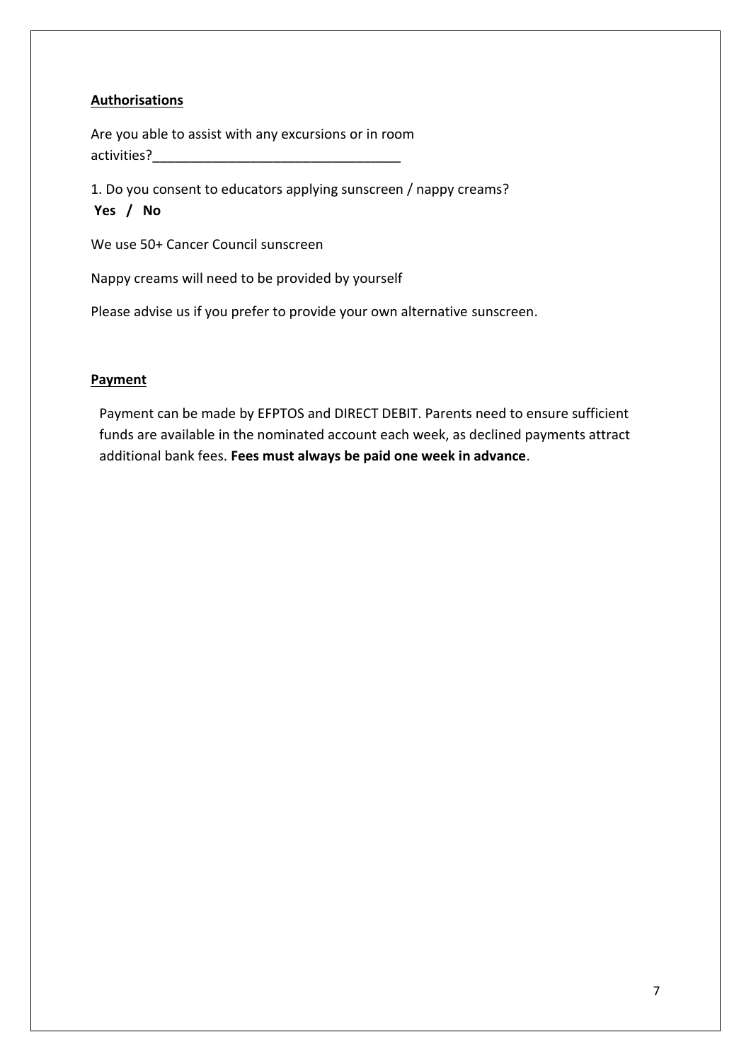**<u>Authorisations</u>**

Are you able to assist with any excursions or in room activities?________________________________

1. Do you consent to educators applying sunscreen / nappy creams?
**Yes / No**

We use 50+ Cancer Council sunscreen

Nappy creams will need to be provided by yourself

Please advise us if you prefer to provide your own alternative sunscreen.

**<u>Payment</u>**

Payment can be made by EFPTOS and DIRECT DEBIT. Parents need to ensure sufficient funds are available in the nominated account each week, as declined payments attract additional bank fees. **Fees must always be paid one week in advance**.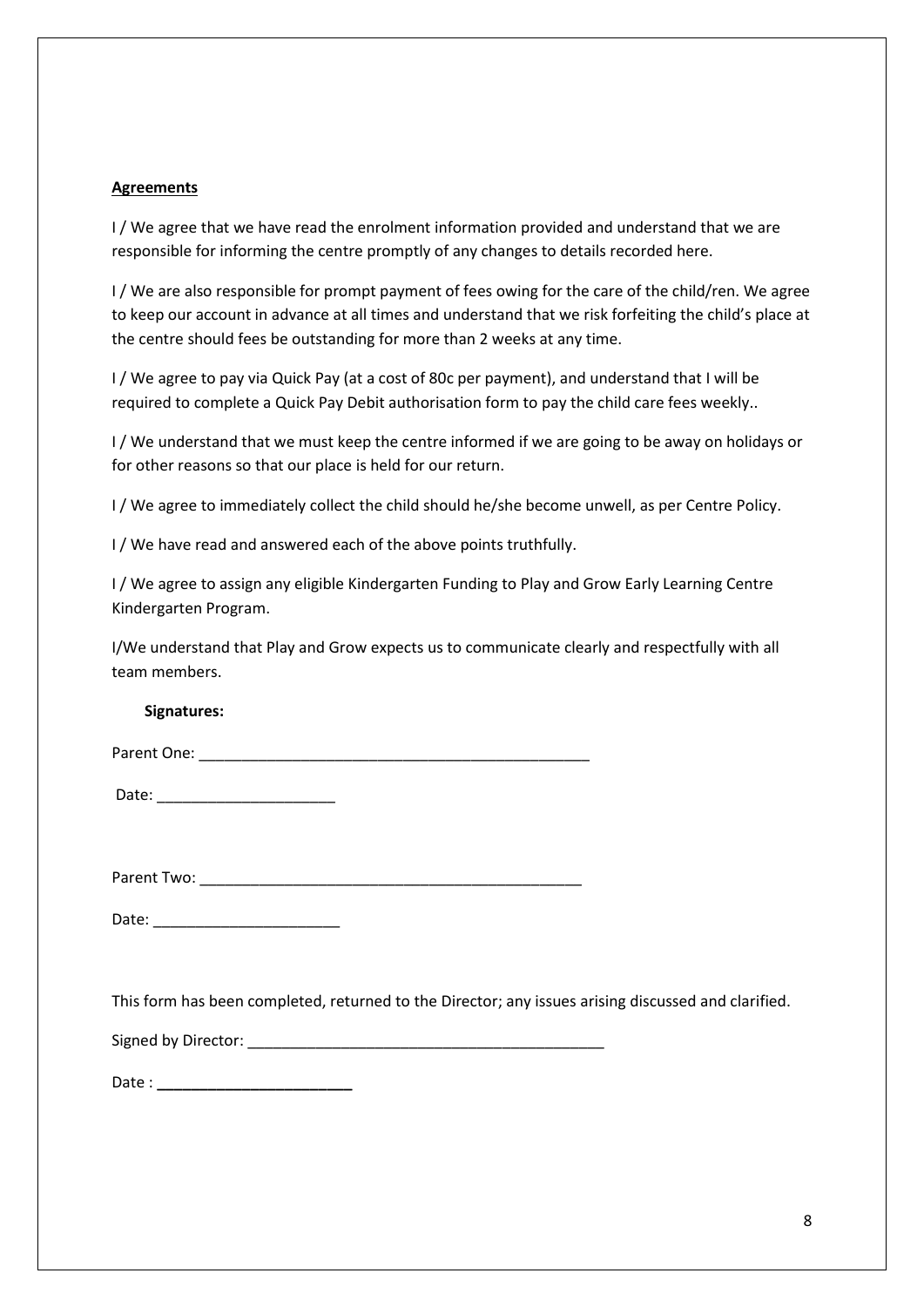**Agreements**

I / We agree that we have read the enrolment information provided and understand that we are responsible for informing the centre promptly of any changes to details recorded here.

I / We are also responsible for prompt payment of fees owing for the care of the child/ren. We agree to keep our account in advance at all times and understand that we risk forfeiting the child's place at the centre should fees be outstanding for more than 2 weeks at any time.

I / We agree to pay via Quick Pay (at a cost of 80c per payment), and understand that I will be required to complete a Quick Pay Debit authorisation form to pay the child care fees weekly..

I / We understand that we must keep the centre informed if we are going to be away on holidays or for other reasons so that our place is held for our return.

I / We agree to immediately collect the child should he/she become unwell, as per Centre Policy.

I / We have read and answered each of the above points truthfully.

I / We agree to assign any eligible Kindergarten Funding to Play and Grow Early Learning Centre Kindergarten Program.

I/We understand that Play and Grow expects us to communicate clearly and respectfully with all team members.

**Signatures:**

Parent One: _______________________________________________

Date: _____________________

Parent Two: ______________________________________________

Date: ______________________

This form has been completed, returned to the Director; any issues arising discussed and clarified.

Signed by Director: ___________________________________________

Date : _______________________